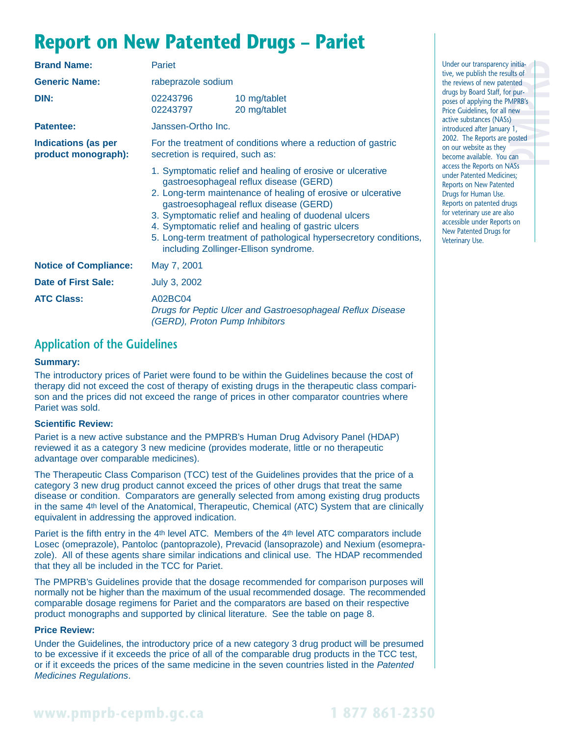# Report on New Patented Drugs – Pariet

| | | |
|---|---|---|
| **Brand Name:** | Pariet | |
| **Generic Name:** | rabeprazole sodium | |
| **DIN:** | 02243796 | 10 mg/tablet |
| | 02243797 | 20 mg/tablet |
| **Patentee:** | Janssen-Ortho Inc. | |

**Indications (as per product monograph):** For the treatment of conditions where a reduction of gastric secretion is required, such as:

1. Symptomatic relief and healing of erosive or ulcerative gastroesophageal reflux disease (GERD)
2. Long-term maintenance of healing of erosive or ulcerative gastroesophageal reflux disease (GERD)
3. Symptomatic relief and healing of duodenal ulcers
4. Symptomatic relief and healing of gastric ulcers
5. Long-term treatment of pathological hypersecretory conditions, including Zollinger-Ellison syndrome.

**Notice of Compliance:** May 7, 2001

**Date of First Sale:** July 3, 2002

**ATC Class:** A02BC04
*Drugs for Peptic Ulcer and Gastroesophageal Reflux Disease (GERD), Proton Pump Inhibitors*

Under our transparency initiative, we publish the results of the reviews of new patented drugs by Board Staff, for purposes of applying the PMPRB's Price Guidelines, for all new active substances (NASs) introduced after January 1, 2002. The Reports are posted on our website as they become available. You can access the Reports on NASs under Patented Medicines; Reports on New Patented Drugs for Human Use. Reports on patented drugs for veterinary use are also accessible under Reports on New Patented Drugs for Veterinary Use.

## Application of the Guidelines

### Summary:

The introductory prices of Pariet were found to be within the Guidelines because the cost of therapy did not exceed the cost of therapy of existing drugs in the therapeutic class comparison and the prices did not exceed the range of prices in other comparator countries where Pariet was sold.

### Scientific Review:

Pariet is a new active substance and the PMPRB's Human Drug Advisory Panel (HDAP) reviewed it as a category 3 new medicine (provides moderate, little or no therapeutic advantage over comparable medicines).

The Therapeutic Class Comparison (TCC) test of the Guidelines provides that the price of a category 3 new drug product cannot exceed the prices of other drugs that treat the same disease or condition. Comparators are generally selected from among existing drug products in the same 4th level of the Anatomical, Therapeutic, Chemical (ATC) System that are clinically equivalent in addressing the approved indication.

Pariet is the fifth entry in the 4th level ATC. Members of the 4th level ATC comparators include Losec (omeprazole), Pantoloc (pantoprazole), Prevacid (lansoprazole) and Nexium (esomeprazole). All of these agents share similar indications and clinical use. The HDAP recommended that they all be included in the TCC for Pariet.

The PMPRB's Guidelines provide that the dosage recommended for comparison purposes will normally not be higher than the maximum of the usual recommended dosage. The recommended comparable dosage regimens for Pariet and the comparators are based on their respective product monographs and supported by clinical literature. See the table on page 8.

### Price Review:

Under the Guidelines, the introductory price of a new category 3 drug product will be presumed to be excessive if it exceeds the price of all of the comparable drug products in the TCC test, or if it exceeds the prices of the same medicine in the seven countries listed in the *Patented Medicines Regulations*.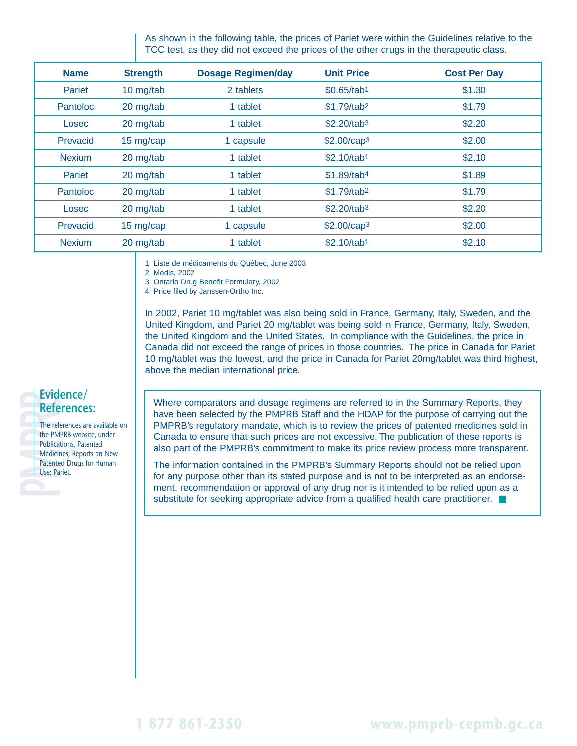As shown in the following table, the prices of Pariet were within the Guidelines relative to the TCC test, as they did not exceed the prices of the other drugs in the therapeutic class.

| Name | Strength | Dosage Regimen/day | Unit Price | Cost Per Day |
|---|---|---|---|---|
| Pariet | 10 mg/tab | 2 tablets | $0.65/tab[1] | $1.30 |
| Pantoloc | 20 mg/tab | 1 tablet | $1.79/tab[2] | $1.79 |
| Losec | 20 mg/tab | 1 tablet | $2.20/tab[3] | $2.20 |
| Prevacid | 15 mg/cap | 1 capsule | $2.00/cap[3] | $2.00 |
| Nexium | 20 mg/tab | 1 tablet | $2.10/tab[1] | $2.10 |
| Pariet | 20 mg/tab | 1 tablet | $1.89/tab[4] | $1.89 |
| Pantoloc | 20 mg/tab | 1 tablet | $1.79/tab[2] | $1.79 |
| Losec | 20 mg/tab | 1 tablet | $2.20/tab[3] | $2.20 |
| Prevacid | 15 mg/cap | 1 capsule | $2.00/cap[3] | $2.00 |
| Nexium | 20 mg/tab | 1 tablet | $2.10/tab[1] | $2.10 |

1 Liste de médicaments du Québec, June 2003
2 Medis, 2002
3 Ontario Drug Benefit Formulary, 2002
4 Price filed by Janssen-Ortho Inc.

In 2002, Pariet 10 mg/tablet was also being sold in France, Germany, Italy, Sweden, and the United Kingdom, and Pariet 20 mg/tablet was being sold in France, Germany, Italy, Sweden, the United Kingdom and the United States. In compliance with the Guidelines, the price in Canada did not exceed the range of prices in those countries. The price in Canada for Pariet 10 mg/tablet was the lowest, and the price in Canada for Pariet 20mg/tablet was third highest, above the median international price.

## Evidence/ References:

The references are available on the PMPRB website, under Publications, Patented Medicines; Reports on New Patented Drugs for Human Use; Pariet.

Where comparators and dosage regimens are referred to in the Summary Reports, they have been selected by the PMPRB Staff and the HDAP for the purpose of carrying out the PMPRB's regulatory mandate, which is to review the prices of patented medicines sold in Canada to ensure that such prices are not excessive. The publication of these reports is also part of the PMPRB's commitment to make its price review process more transparent.

The information contained in the PMPRB's Summary Reports should not be relied upon for any purpose other than its stated purpose and is not to be interpreted as an endorsement, recommendation or approval of any drug nor is it intended to be relied upon as a substitute for seeking appropriate advice from a qualified health care practitioner.